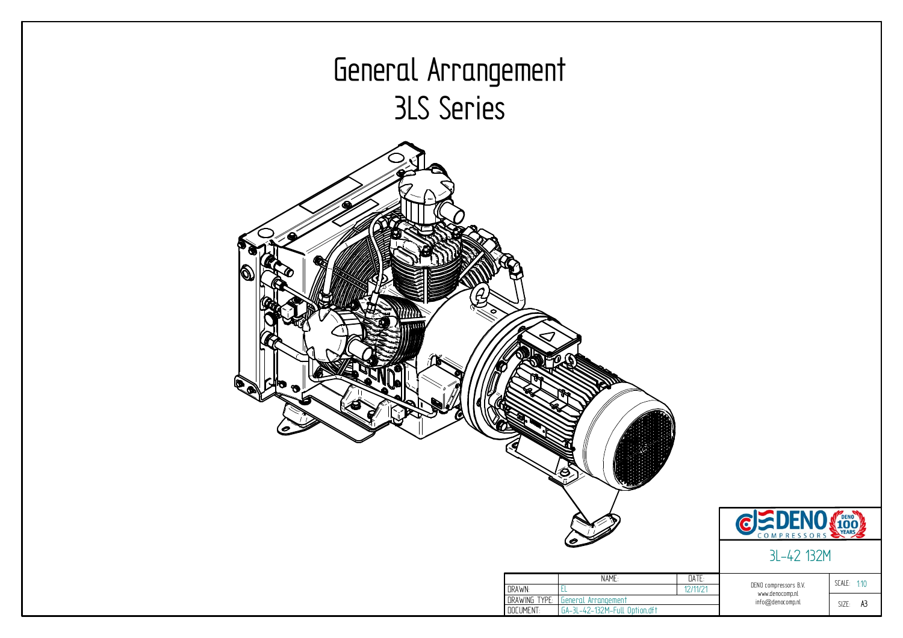# General Arrangement
## 3LS Series

3L-42 132M

| | NAME: | DATE: |
|---|---|---|
| DRAWN: | EL | 12/11/21 |
| DRAWING TYPE: | General Arrangement | |
| DOCUMENT: | GA-3L-42-132M-Full Option.dft | |

DENO compressors B.V.
www.denocomp.nl
info@denocomp.nl

SCALE: 1:10

SIZE: A3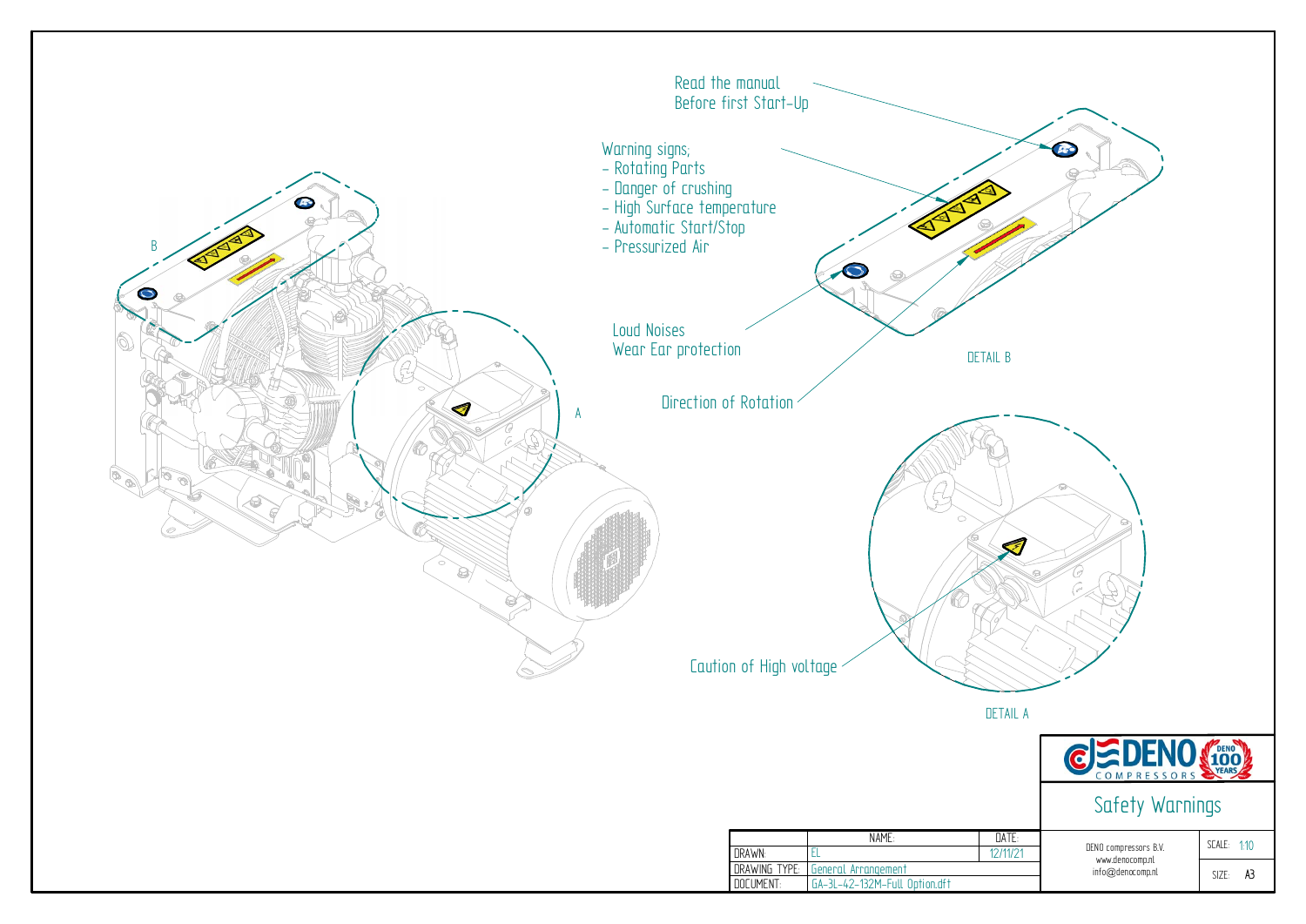# Safety Warnings

Read the manual
Before first Start-Up

Warning signs;
- Rotating Parts
- Danger of crushing
- High Surface temperature
- Automatic Start/Stop
- Pressurized Air

Loud Noises
Wear Ear protection

Direction of Rotation

Caution of High voltage

B

A

DETAIL B

DETAIL A

DENO COMPRESSORS — DENO 100 YEARS

| | NAME: | DATE: |
|---|---|---|
| DRAWN: | EL | 12/11/21 |
| DRAWING TYPE: | General Arrangement | |
| DOCUMENT: | GA-3L-42-132M-Full Option.dft | |

DENO compressors B.V.
www.denocomp.nl
info@denocomp.nl

SCALE: 1:10

SIZE: A3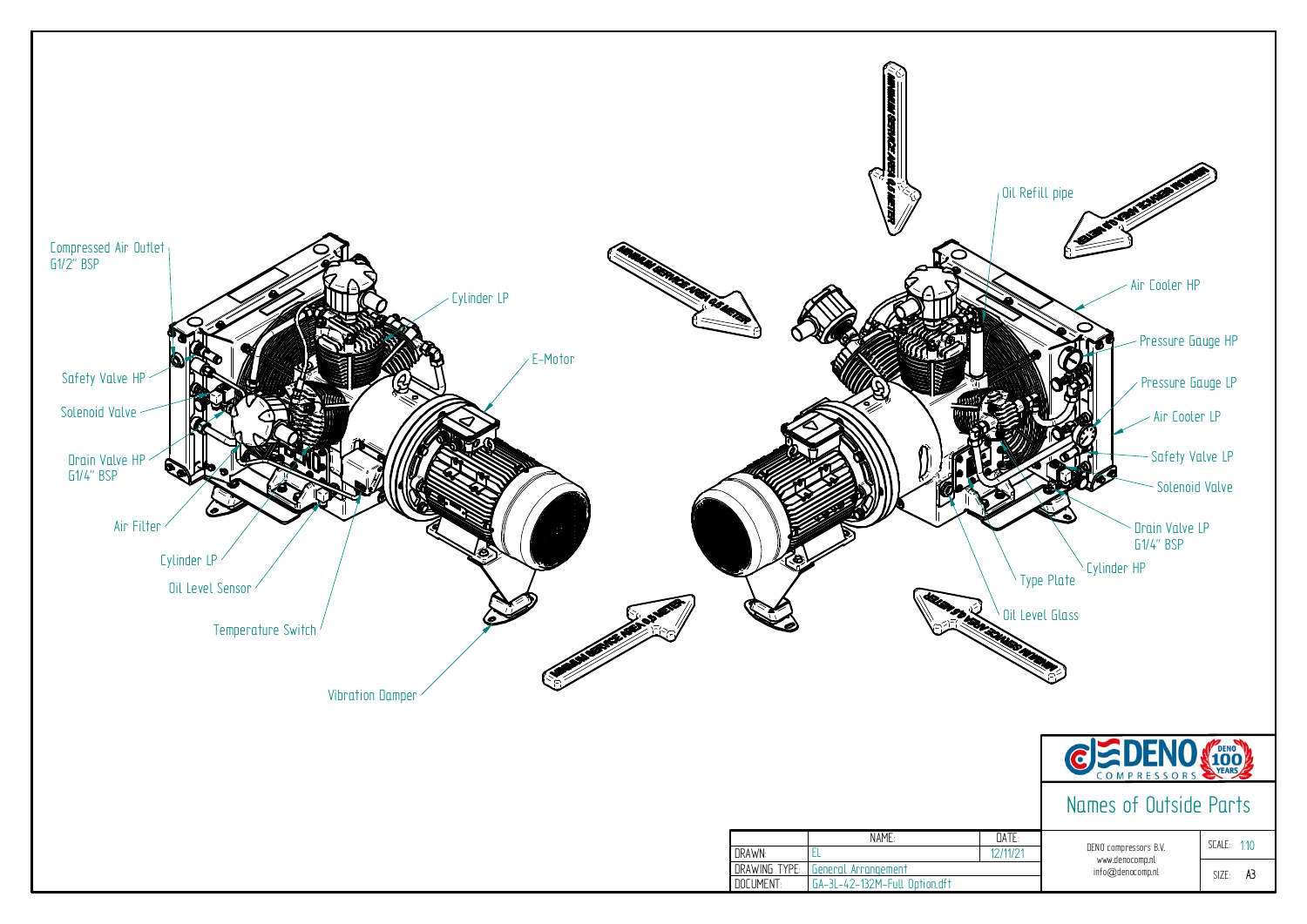# Names of Outside Parts

Compressed Air Outlet G1/2" BSP

Safety Valve HP

Solenoid Valve

Drain Valve HP G1/4" BSP

Air Filter

Cylinder LP

Oil Level Sensor

Temperature Switch

Vibration Damper

Cylinder LP

E-Motor

Oil Refill pipe

Air Cooler HP

Pressure Gauge HP

Pressure Gauge LP

Air Cooler LP

Safety Valve LP

Solenoid Valve

Drain Valve LP G1/4" BSP

Cylinder HP

Type Plate

Oil Level Glass

DENO COMPRESSORS

| | NAME: | DATE: |
|---|---|---|
| DRAWN: | EL | 12/11/21 |
| DRAWING TYPE: | General Arrangement | |
| DOCUMENT: | GA-3L-42-132M-Full Option.dft | |

DENO compressors B.V.
www.denocomp.nl
info@denocomp.nl

SCALE: 1:10

SIZE: A3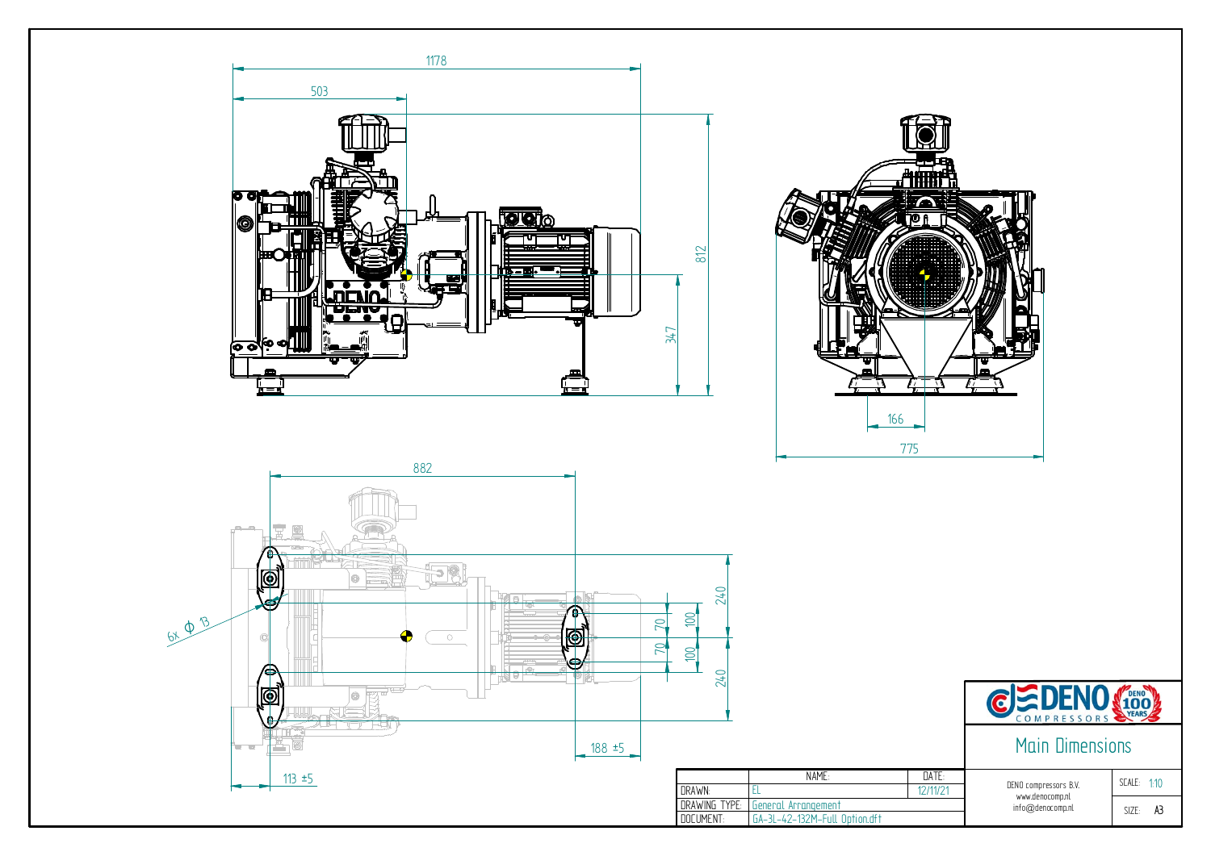1178

503

812

347

166

775

882

6x Φ 13

240

100

70

70

100

240

188 ±5

113 ±5

# Main Dimensions

DENO compressors B.V.
www.denocomp.nl
info@denocomp.nl

| | NAME: | DATE: |
|---|---|---|
| DRAWN: | EL | 12/11/21 |
| DRAWING TYPE: | General Arrangement | |
| DOCUMENT: | GA-3L-42-132M-Full Option.dft | |

SCALE: 1:10

SIZE: A3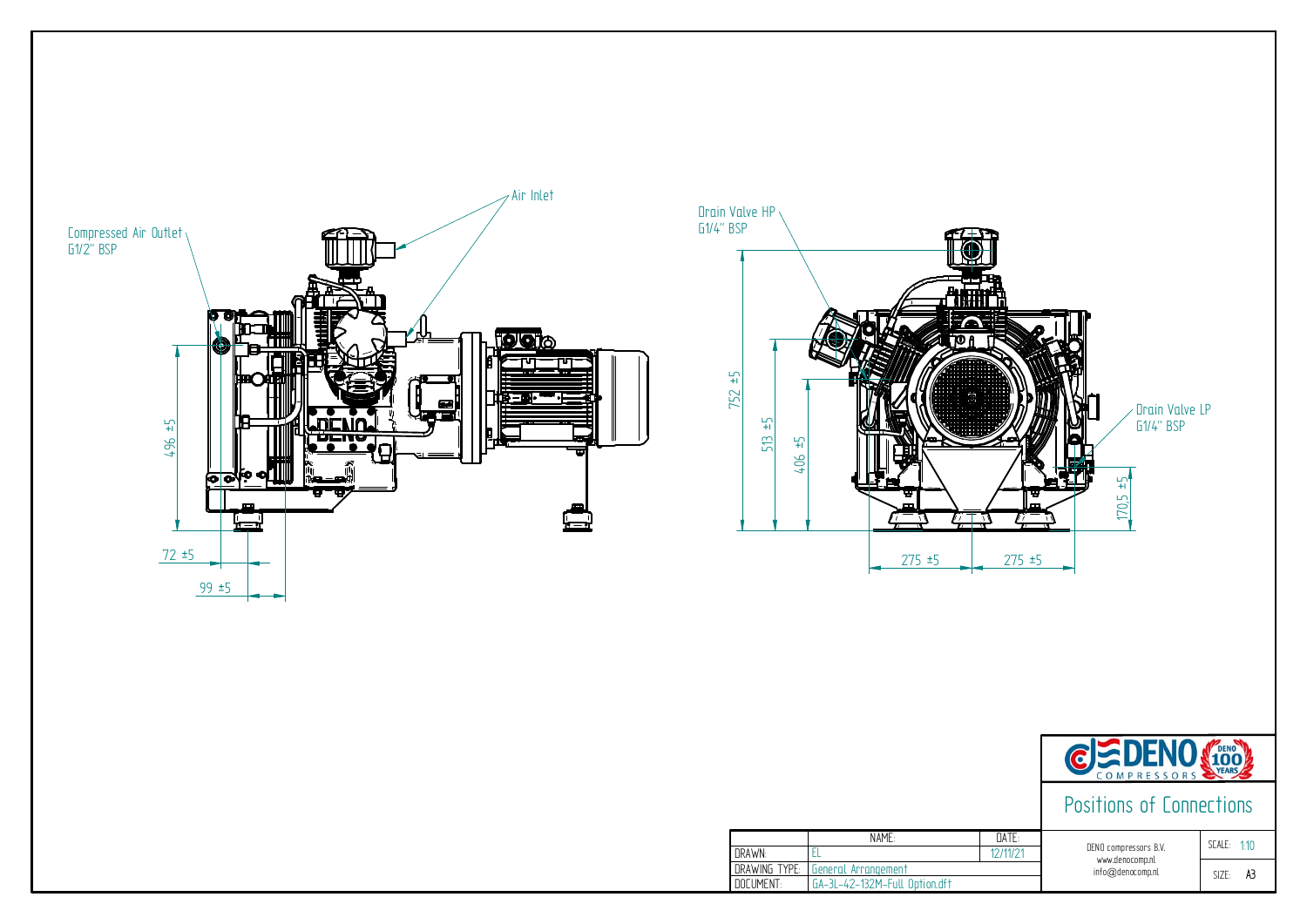Compressed Air Outlet
G1/2" BSP

Air Inlet

Drain Valve HP
G1/4" BSP

Drain Valve LP
G1/4" BSP

496 ±5

72 ±5

99 ±5

752 ±5

513 ±5

406 ±5

170,5 ±5

275 ±5

275 ±5

# Positions of Connections

| | NAME: | DATE: |
|---|---|---|
| DRAWN: | EL | 12/11/21 |
| DRAWING TYPE: | General Arrangement | |
| DOCUMENT: | GA-3L-42-132M-Full Option.dft | |

DENO compressors B.V.
www.denocomp.nl
info@denocomp.nl

SCALE: 1:10

SIZE: A3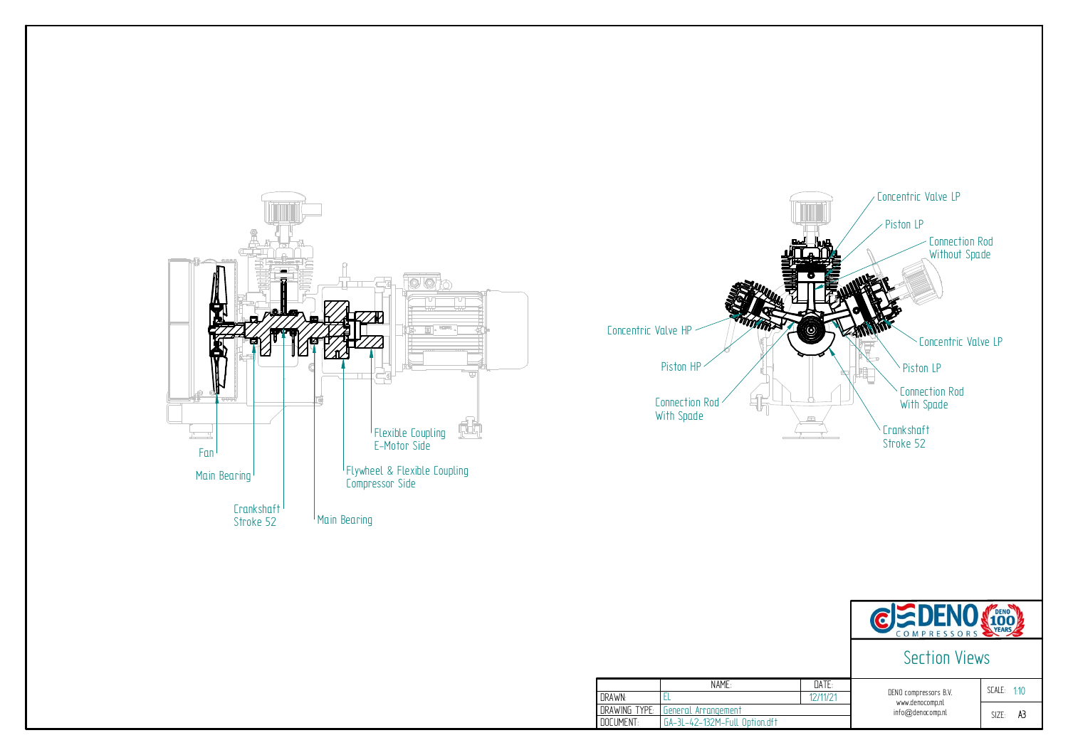Fan

Main Bearing

Crankshaft
Stroke 52

Main Bearing

Flywheel & Flexible Coupling
Compressor Side

Flexible Coupling
E-Motor Side

Concentric Valve LP

Piston LP

Connection Rod
Without Spade

Concentric Valve HP

Piston HP

Connection Rod
With Spade

Concentric Valve LP

Piston LP

Connection Rod
With Spade

Crankshaft
Stroke 52

DENO COMPRESSORS — DENO 100 YEARS

# Section Views

| | NAME: | DATE: |
|---|---|---|
| DRAWN: | EL | 12/11/21 |
| DRAWING TYPE: | General Arrangement | |
| DOCUMENT: | GA-3L-42-132M-Full Option.dft | |

DENO compressors B.V.
www.denocomp.nl
info@denocomp.nl

SCALE: 1:10

SIZE: A3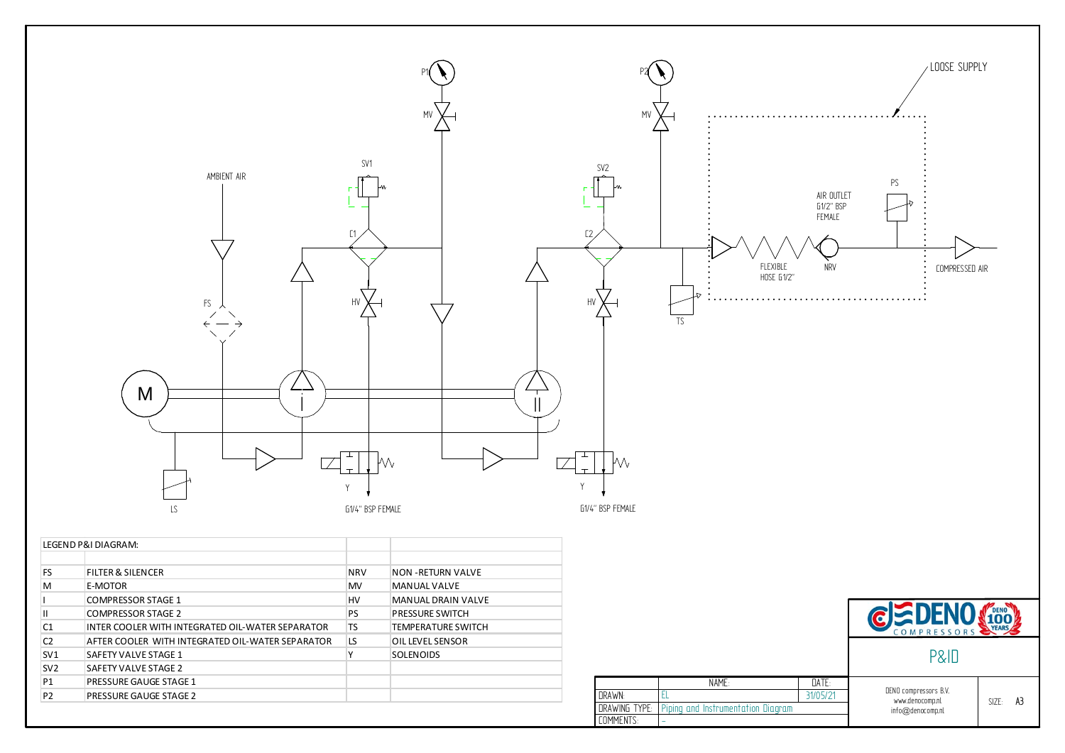P1

MV

P2

MV

LOOSE SUPPLY

SV1

SV2

AMBIENT AIR

AIR OUTLET
G1/2" BSP
FEMALE

PS

C1

C2

FLEXIBLE
HOSE G1/2"

NRV

COMPRESSED AIR

HV

HV

TS

FS

M

I

II

Y

Y

LS

G1/4" BSP FEMALE

G1/4" BSP FEMALE

| LEGEND P&I DIAGRAM: | | | |
|---|---|---|---|
| | | | |
| FS | FILTER & SILENCER | NRV | NON -RETURN VALVE |
| M | E-MOTOR | MV | MANUAL VALVE |
| I | COMPRESSOR STAGE 1 | HV | MANUAL DRAIN VALVE |
| II | COMPRESSOR STAGE 2 | PS | PRESSURE SWITCH |
| C1 | INTER COOLER WITH INTEGRATED OIL-WATER SEPARATOR | TS | TEMPERATURE SWITCH |
| C2 | AFTER COOLER WITH INTEGRATED OIL-WATER SEPARATOR | LS | OIL LEVEL SENSOR |
| SV1 | SAFETY VALVE STAGE 1 | Y | SOLENOIDS |
| SV2 | SAFETY VALVE STAGE 2 | | |
| P1 | PRESSURE GAUGE STAGE 1 | | |
| P2 | PRESSURE GAUGE STAGE 2 | | |

DENO COMPRESSORS 100 YEARS

P&ID

| | NAME: | DATE: |
|---|---|---|
| DRAWN: | EL | 31/05/21 |
| DRAWING TYPE: | Piping and Instrumentation Diagram | |
| COMMENTS: | - | |

DENO compressors B.V.
www.denocomp.nl
info@denocomp.nl

SIZE: A3